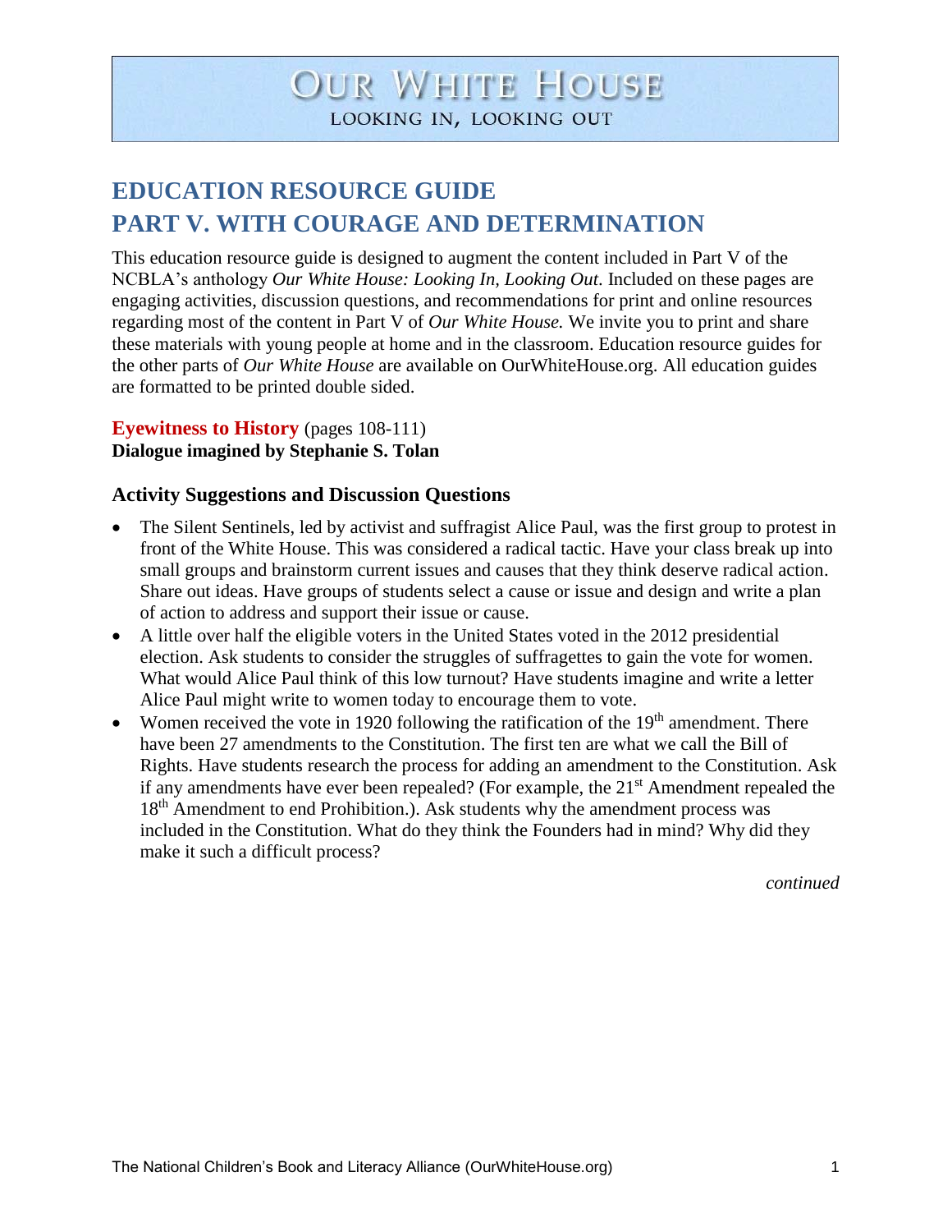# OUR WHITE HOUSE
LOOKING IN, LOOKING OUT

## EDUCATION RESOURCE GUIDE
## PART V. WITH COURAGE AND DETERMINATION

This education resource guide is designed to augment the content included in Part V of the NCBLA's anthology *Our White House: Looking In, Looking Out*. Included on these pages are engaging activities, discussion questions, and recommendations for print and online resources regarding most of the content in Part V of *Our White House.* We invite you to print and share these materials with young people at home and in the classroom. Education resource guides for the other parts of *Our White House* are available on OurWhiteHouse.org. All education guides are formatted to be printed double sided.

**Eyewitness to History** (pages 108-111)
**Dialogue imagined by Stephanie S. Tolan**

### Activity Suggestions and Discussion Questions

- The Silent Sentinels, led by activist and suffragist Alice Paul, was the first group to protest in front of the White House. This was considered a radical tactic. Have your class break up into small groups and brainstorm current issues and causes that they think deserve radical action. Share out ideas. Have groups of students select a cause or issue and design and write a plan of action to address and support their issue or cause.
- A little over half the eligible voters in the United States voted in the 2012 presidential election. Ask students to consider the struggles of suffragettes to gain the vote for women. What would Alice Paul think of this low turnout? Have students imagine and write a letter Alice Paul might write to women today to encourage them to vote.
- Women received the vote in 1920 following the ratification of the 19th amendment. There have been 27 amendments to the Constitution. The first ten are what we call the Bill of Rights. Have students research the process for adding an amendment to the Constitution. Ask if any amendments have ever been repealed? (For example, the 21st Amendment repealed the 18th Amendment to end Prohibition.). Ask students why the amendment process was included in the Constitution. What do they think the Founders had in mind? Why did they make it such a difficult process?

*continued*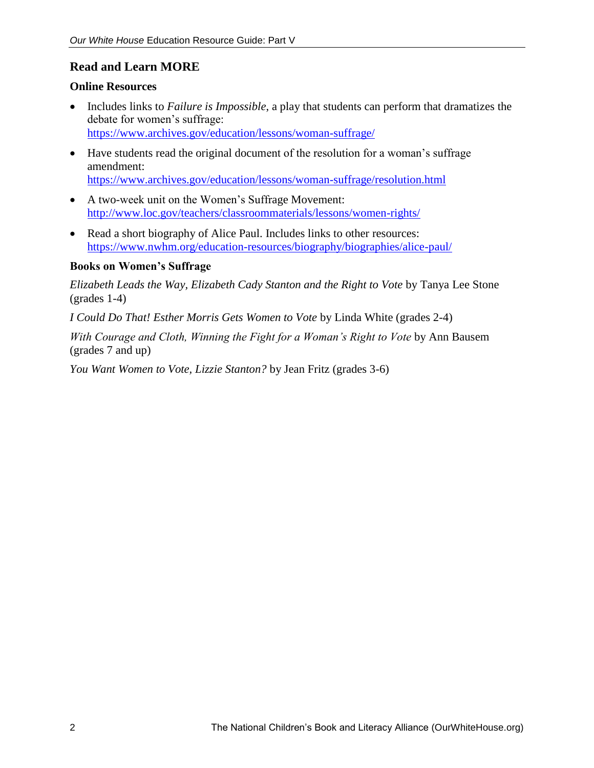## Read and Learn MORE

### Online Resources

- Includes links to *Failure is Impossible*, a play that students can perform that dramatizes the debate for women's suffrage: https://www.archives.gov/education/lessons/woman-suffrage/
- Have students read the original document of the resolution for a woman's suffrage amendment: https://www.archives.gov/education/lessons/woman-suffrage/resolution.html
- A two-week unit on the Women's Suffrage Movement: http://www.loc.gov/teachers/classroommaterials/lessons/women-rights/
- Read a short biography of Alice Paul. Includes links to other resources: https://www.nwhm.org/education-resources/biography/biographies/alice-paul/

### Books on Women's Suffrage

*Elizabeth Leads the Way, Elizabeth Cady Stanton and the Right to Vote* by Tanya Lee Stone (grades 1-4)

*I Could Do That! Esther Morris Gets Women to Vote* by Linda White (grades 2-4)

*With Courage and Cloth, Winning the Fight for a Woman's Right to Vote* by Ann Bausem (grades 7 and up)

*You Want Women to Vote, Lizzie Stanton?* by Jean Fritz (grades 3-6)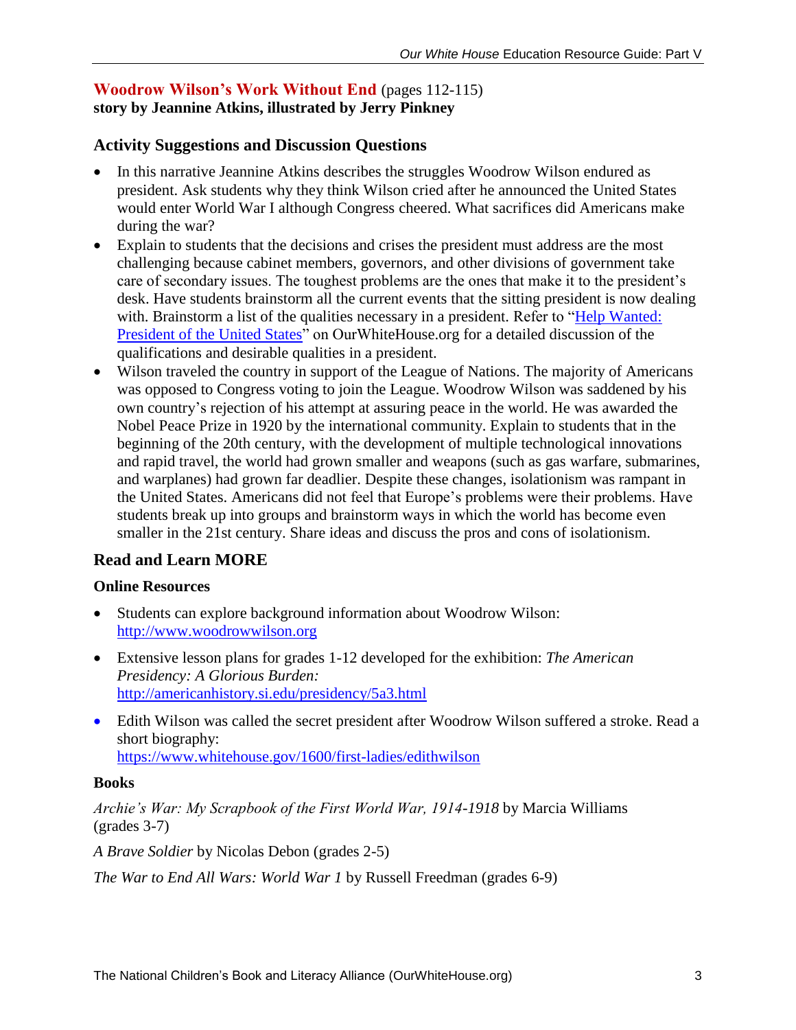## Woodrow Wilson's Work Without End (pages 112-115)
**story by Jeannine Atkins, illustrated by Jerry Pinkney**

### Activity Suggestions and Discussion Questions

- In this narrative Jeannine Atkins describes the struggles Woodrow Wilson endured as president. Ask students why they think Wilson cried after he announced the United States would enter World War I although Congress cheered. What sacrifices did Americans make during the war?
- Explain to students that the decisions and crises the president must address are the most challenging because cabinet members, governors, and other divisions of government take care of secondary issues. The toughest problems are the ones that make it to the president's desk. Have students brainstorm all the current events that the sitting president is now dealing with. Brainstorm a list of the qualities necessary in a president. Refer to "Help Wanted: President of the United States" on OurWhiteHouse.org for a detailed discussion of the qualifications and desirable qualities in a president.
- Wilson traveled the country in support of the League of Nations. The majority of Americans was opposed to Congress voting to join the League. Woodrow Wilson was saddened by his own country's rejection of his attempt at assuring peace in the world. He was awarded the Nobel Peace Prize in 1920 by the international community. Explain to students that in the beginning of the 20th century, with the development of multiple technological innovations and rapid travel, the world had grown smaller and weapons (such as gas warfare, submarines, and warplanes) had grown far deadlier. Despite these changes, isolationism was rampant in the United States. Americans did not feel that Europe's problems were their problems. Have students break up into groups and brainstorm ways in which the world has become even smaller in the 21st century. Share ideas and discuss the pros and cons of isolationism.

### Read and Learn MORE

#### Online Resources

- Students can explore background information about Woodrow Wilson: http://www.woodrowwilson.org
- Extensive lesson plans for grades 1-12 developed for the exhibition: *The American Presidency: A Glorious Burden:* http://americanhistory.si.edu/presidency/5a3.html
- Edith Wilson was called the secret president after Woodrow Wilson suffered a stroke. Read a short biography: https://www.whitehouse.gov/1600/first-ladies/edithwilson

#### Books

*Archie's War: My Scrapbook of the First World War, 1914-1918* by Marcia Williams (grades 3-7)

*A Brave Soldier* by Nicolas Debon (grades 2-5)

*The War to End All Wars: World War 1* by Russell Freedman (grades 6-9)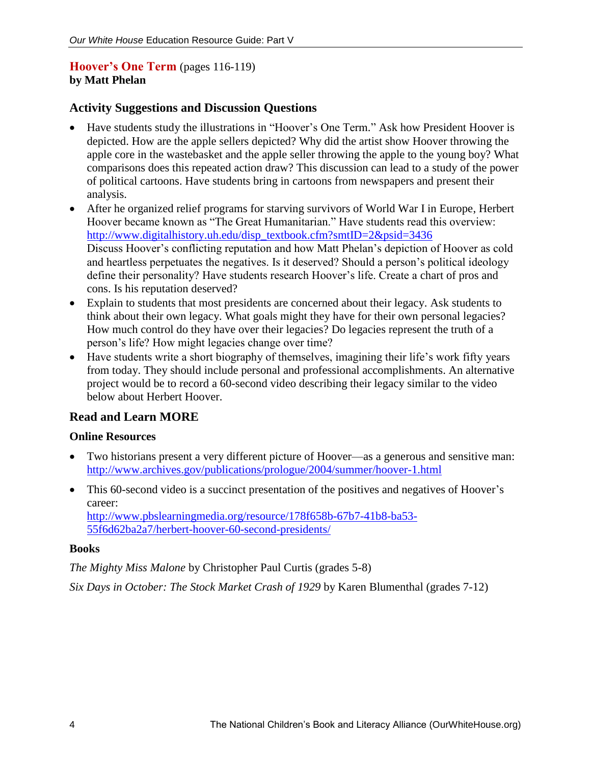## Hoover's One Term (pages 116-119)
**by Matt Phelan**

### Activity Suggestions and Discussion Questions

- Have students study the illustrations in "Hoover's One Term." Ask how President Hoover is depicted. How are the apple sellers depicted? Why did the artist show Hoover throwing the apple core in the wastebasket and the apple seller throwing the apple to the young boy? What comparisons does this repeated action draw? This discussion can lead to a study of the power of political cartoons. Have students bring in cartoons from newspapers and present their analysis.
- After he organized relief programs for starving survivors of World War I in Europe, Herbert Hoover became known as "The Great Humanitarian." Have students read this overview: http://www.digitalhistory.uh.edu/disp_textbook.cfm?smtID=2&psid=3436
  Discuss Hoover's conflicting reputation and how Matt Phelan's depiction of Hoover as cold and heartless perpetuates the negatives. Is it deserved? Should a person's political ideology define their personality? Have students research Hoover's life. Create a chart of pros and cons. Is his reputation deserved?
- Explain to students that most presidents are concerned about their legacy. Ask students to think about their own legacy. What goals might they have for their own personal legacies? How much control do they have over their legacies? Do legacies represent the truth of a person's life? How might legacies change over time?
- Have students write a short biography of themselves, imagining their life's work fifty years from today. They should include personal and professional accomplishments. An alternative project would be to record a 60-second video describing their legacy similar to the video below about Herbert Hoover.

### Read and Learn MORE

#### Online Resources

- Two historians present a very different picture of Hoover—as a generous and sensitive man: http://www.archives.gov/publications/prologue/2004/summer/hoover-1.html
- This 60-second video is a succinct presentation of the positives and negatives of Hoover's career:
  http://www.pbslearningmedia.org/resource/178f658b-67b7-41b8-ba53-55f6d62ba2a7/herbert-hoover-60-second-presidents/

#### Books

*The Mighty Miss Malone* by Christopher Paul Curtis (grades 5-8)

*Six Days in October: The Stock Market Crash of 1929* by Karen Blumenthal (grades 7-12)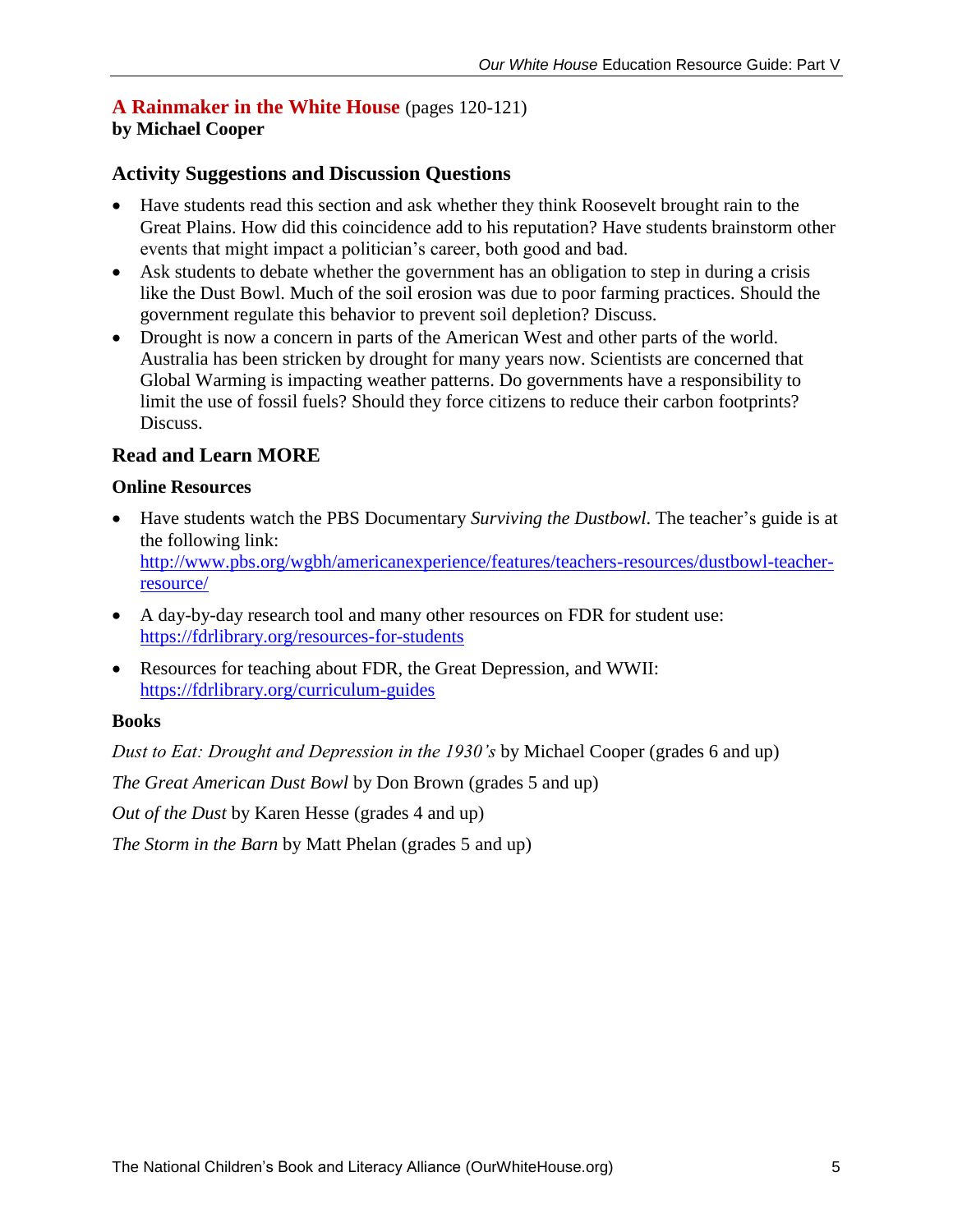## A Rainmaker in the White House (pages 120-121)
**by Michael Cooper**

### Activity Suggestions and Discussion Questions

- Have students read this section and ask whether they think Roosevelt brought rain to the Great Plains. How did this coincidence add to his reputation? Have students brainstorm other events that might impact a politician's career, both good and bad.
- Ask students to debate whether the government has an obligation to step in during a crisis like the Dust Bowl. Much of the soil erosion was due to poor farming practices. Should the government regulate this behavior to prevent soil depletion? Discuss.
- Drought is now a concern in parts of the American West and other parts of the world. Australia has been stricken by drought for many years now. Scientists are concerned that Global Warming is impacting weather patterns. Do governments have a responsibility to limit the use of fossil fuels? Should they force citizens to reduce their carbon footprints? Discuss.

### Read and Learn MORE

#### Online Resources

- Have students watch the PBS Documentary *Surviving the Dustbowl*. The teacher's guide is at the following link: [http://www.pbs.org/wgbh/americanexperience/features/teachers-resources/dustbowl-teacher-resource/](http://www.pbs.org/wgbh/americanexperience/features/teachers-resources/dustbowl-teacher-resource/)
- A day-by-day research tool and many other resources on FDR for student use: [https://fdrlibrary.org/resources-for-students](https://fdrlibrary.org/resources-for-students)
- Resources for teaching about FDR, the Great Depression, and WWII: [https://fdrlibrary.org/curriculum-guides](https://fdrlibrary.org/curriculum-guides)

#### Books

*Dust to Eat: Drought and Depression in the 1930's* by Michael Cooper (grades 6 and up)

*The Great American Dust Bowl* by Don Brown (grades 5 and up)

*Out of the Dust* by Karen Hesse (grades 4 and up)

*The Storm in the Barn* by Matt Phelan (grades 5 and up)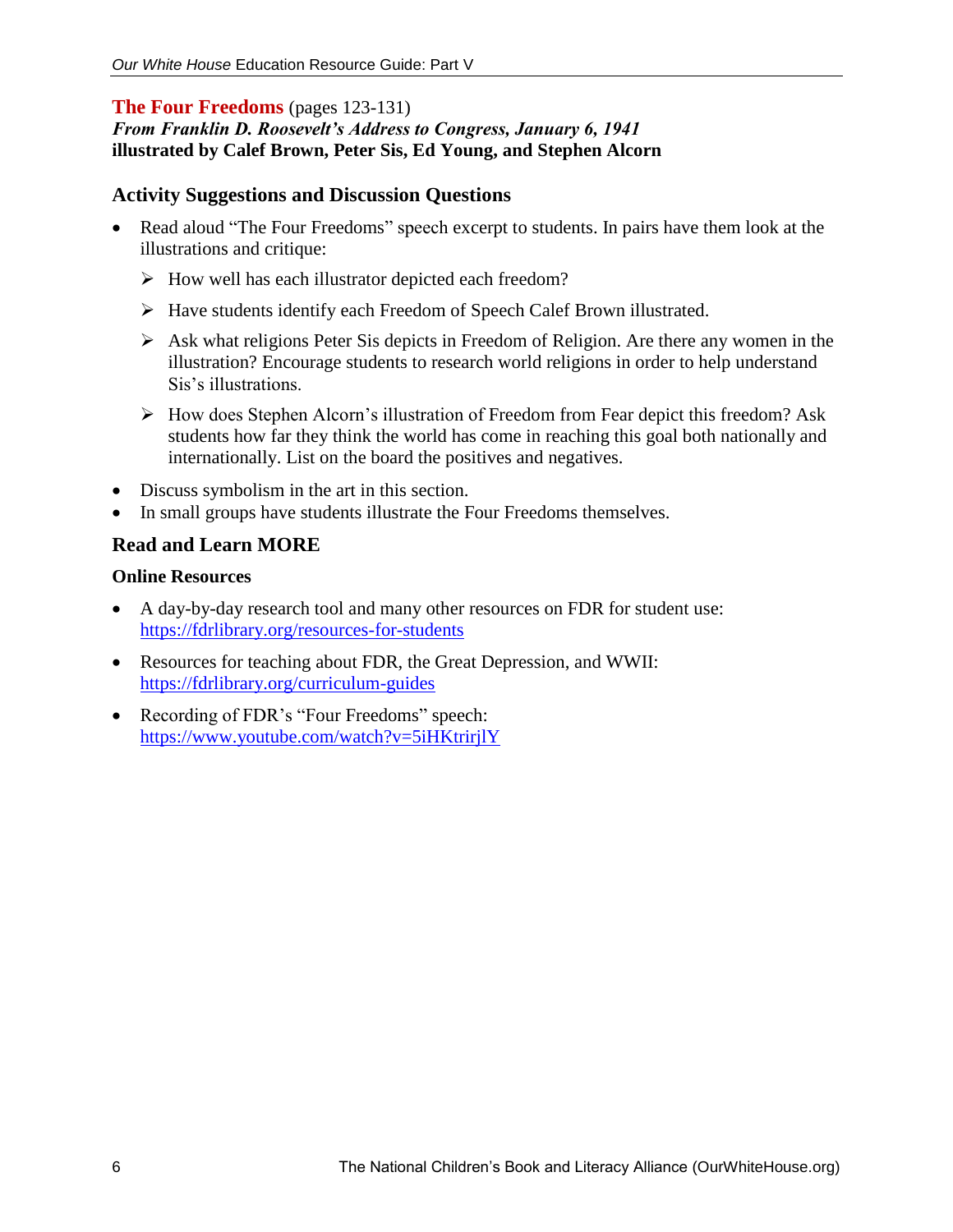## The Four Freedoms (pages 123-131)

***From Franklin D. Roosevelt's Address to Congress, January 6, 1941***

**illustrated by Calef Brown, Peter Sis, Ed Young, and Stephen Alcorn**

### Activity Suggestions and Discussion Questions

- Read aloud "The Four Freedoms" speech excerpt to students. In pairs have them look at the illustrations and critique:
  - How well has each illustrator depicted each freedom?
  - Have students identify each Freedom of Speech Calef Brown illustrated.
  - Ask what religions Peter Sis depicts in Freedom of Religion. Are there any women in the illustration? Encourage students to research world religions in order to help understand Sis's illustrations.
  - How does Stephen Alcorn's illustration of Freedom from Fear depict this freedom? Ask students how far they think the world has come in reaching this goal both nationally and internationally. List on the board the positives and negatives.
- Discuss symbolism in the art in this section.
- In small groups have students illustrate the Four Freedoms themselves.

### Read and Learn MORE

#### Online Resources

- A day-by-day research tool and many other resources on FDR for student use: https://fdrlibrary.org/resources-for-students
- Resources for teaching about FDR, the Great Depression, and WWII: https://fdrlibrary.org/curriculum-guides
- Recording of FDR's "Four Freedoms" speech: https://www.youtube.com/watch?v=5iHKtrirjlY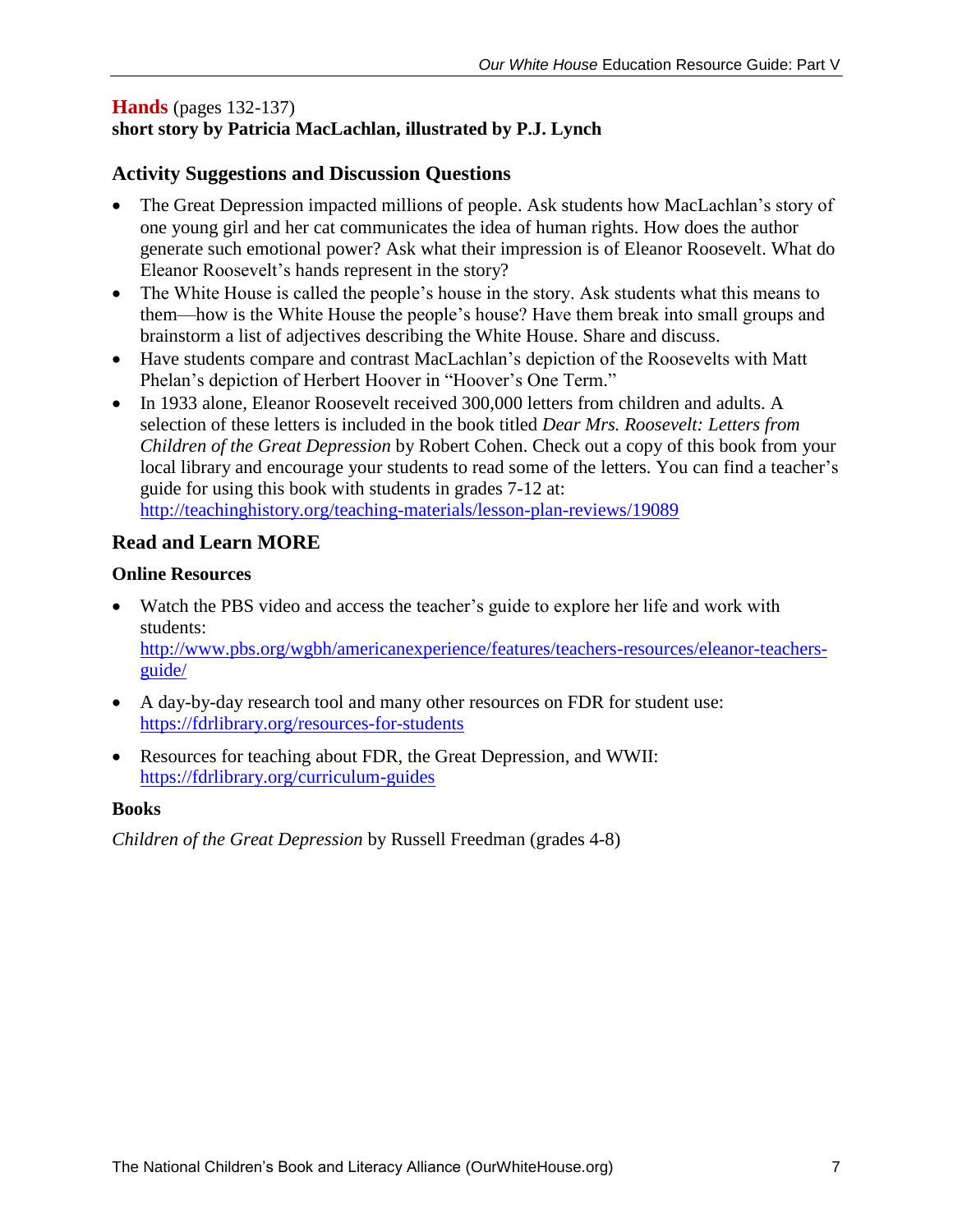## **Hands** (pages 132-137)

**short story by Patricia MacLachlan, illustrated by P.J. Lynch**

### Activity Suggestions and Discussion Questions

- The Great Depression impacted millions of people. Ask students how MacLachlan's story of one young girl and her cat communicates the idea of human rights. How does the author generate such emotional power? Ask what their impression is of Eleanor Roosevelt. What do Eleanor Roosevelt's hands represent in the story?
- The White House is called the people's house in the story. Ask students what this means to them—how is the White House the people's house? Have them break into small groups and brainstorm a list of adjectives describing the White House. Share and discuss.
- Have students compare and contrast MacLachlan's depiction of the Roosevelts with Matt Phelan's depiction of Herbert Hoover in "Hoover's One Term."
- In 1933 alone, Eleanor Roosevelt received 300,000 letters from children and adults. A selection of these letters is included in the book titled *Dear Mrs. Roosevelt: Letters from Children of the Great Depression* by Robert Cohen. Check out a copy of this book from your local library and encourage your students to read some of the letters. You can find a teacher's guide for using this book with students in grades 7-12 at: http://teachinghistory.org/teaching-materials/lesson-plan-reviews/19089

### Read and Learn MORE

#### Online Resources

- Watch the PBS video and access the teacher's guide to explore her life and work with students: http://www.pbs.org/wgbh/americanexperience/features/teachers-resources/eleanor-teachers-guide/
- A day-by-day research tool and many other resources on FDR for student use: https://fdrlibrary.org/resources-for-students
- Resources for teaching about FDR, the Great Depression, and WWII: https://fdrlibrary.org/curriculum-guides

#### Books

*Children of the Great Depression* by Russell Freedman (grades 4-8)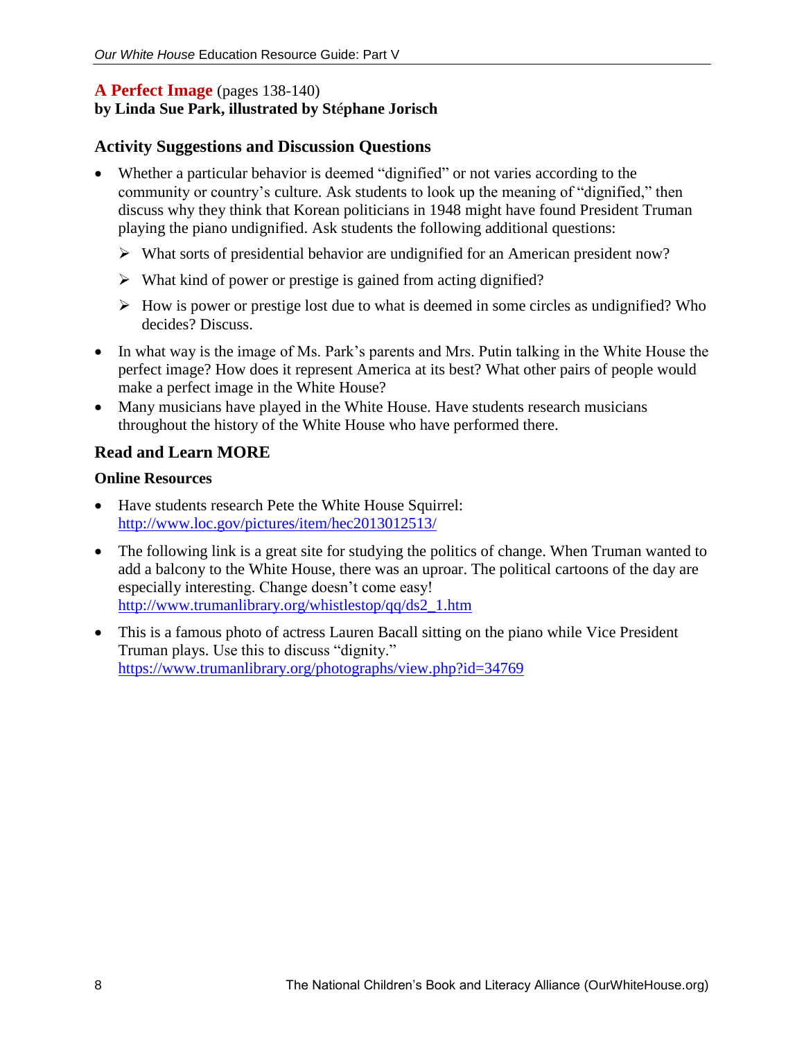## A Perfect Image (pages 138-140)

**by Linda Sue Park, illustrated by Stéphane Jorisch**

### Activity Suggestions and Discussion Questions

- Whether a particular behavior is deemed "dignified" or not varies according to the community or country's culture. Ask students to look up the meaning of "dignified," then discuss why they think that Korean politicians in 1948 might have found President Truman playing the piano undignified. Ask students the following additional questions:
  - What sorts of presidential behavior are undignified for an American president now?
  - What kind of power or prestige is gained from acting dignified?
  - How is power or prestige lost due to what is deemed in some circles as undignified? Who decides? Discuss.
- In what way is the image of Ms. Park's parents and Mrs. Putin talking in the White House the perfect image? How does it represent America at its best? What other pairs of people would make a perfect image in the White House?
- Many musicians have played in the White House. Have students research musicians throughout the history of the White House who have performed there.

### Read and Learn MORE

#### Online Resources

- Have students research Pete the White House Squirrel: http://www.loc.gov/pictures/item/hec2013012513/
- The following link is a great site for studying the politics of change. When Truman wanted to add a balcony to the White House, there was an uproar. The political cartoons of the day are especially interesting. Change doesn't come easy! http://www.trumanlibrary.org/whistlestop/qq/ds2_1.htm
- This is a famous photo of actress Lauren Bacall sitting on the piano while Vice President Truman plays. Use this to discuss "dignity." https://www.trumanlibrary.org/photographs/view.php?id=34769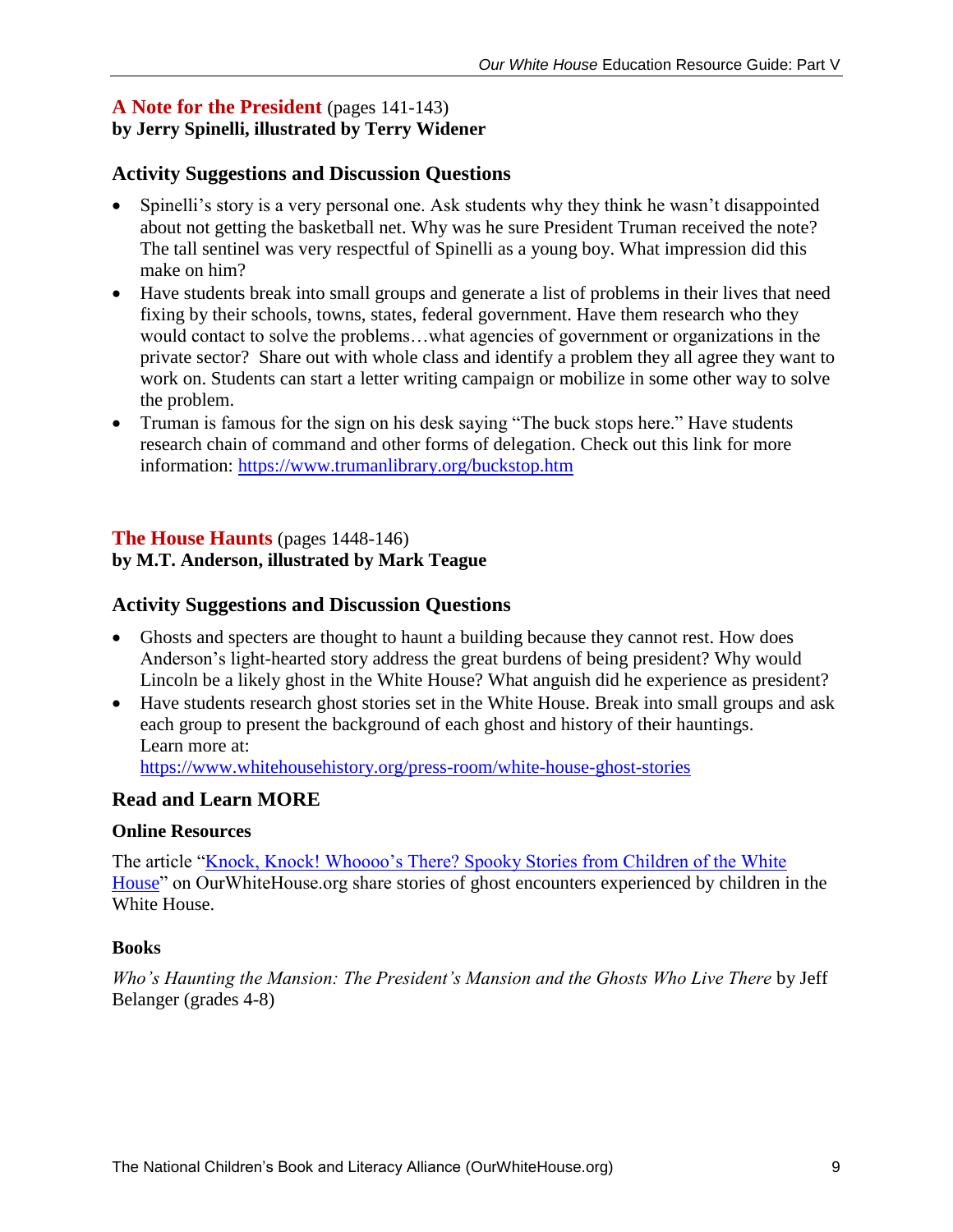## A Note for the President (pages 141-143)

**by Jerry Spinelli, illustrated by Terry Widener**

### Activity Suggestions and Discussion Questions

- Spinelli's story is a very personal one. Ask students why they think he wasn't disappointed about not getting the basketball net. Why was he sure President Truman received the note? The tall sentinel was very respectful of Spinelli as a young boy. What impression did this make on him?
- Have students break into small groups and generate a list of problems in their lives that need fixing by their schools, towns, states, federal government. Have them research who they would contact to solve the problems…what agencies of government or organizations in the private sector? Share out with whole class and identify a problem they all agree they want to work on. Students can start a letter writing campaign or mobilize in some other way to solve the problem.
- Truman is famous for the sign on his desk saying "The buck stops here." Have students research chain of command and other forms of delegation. Check out this link for more information: [https://www.trumanlibrary.org/buckstop.htm](https://www.trumanlibrary.org/buckstop.htm)

## The House Haunts (pages 1448-146)

**by M.T. Anderson, illustrated by Mark Teague**

### Activity Suggestions and Discussion Questions

- Ghosts and specters are thought to haunt a building because they cannot rest. How does Anderson's light-hearted story address the great burdens of being president? Why would Lincoln be a likely ghost in the White House? What anguish did he experience as president?
- Have students research ghost stories set in the White House. Break into small groups and ask each group to present the background of each ghost and history of their hauntings.
  Learn more at:
  [https://www.whitehousehistory.org/press-room/white-house-ghost-stories](https://www.whitehousehistory.org/press-room/white-house-ghost-stories)

### Read and Learn MORE

#### Online Resources

The article "Knock, Knock! Whoooo's There? Spooky Stories from Children of the White House" on OurWhiteHouse.org share stories of ghost encounters experienced by children in the White House.

#### Books

*Who's Haunting the Mansion: The President's Mansion and the Ghosts Who Live There* by Jeff Belanger (grades 4-8)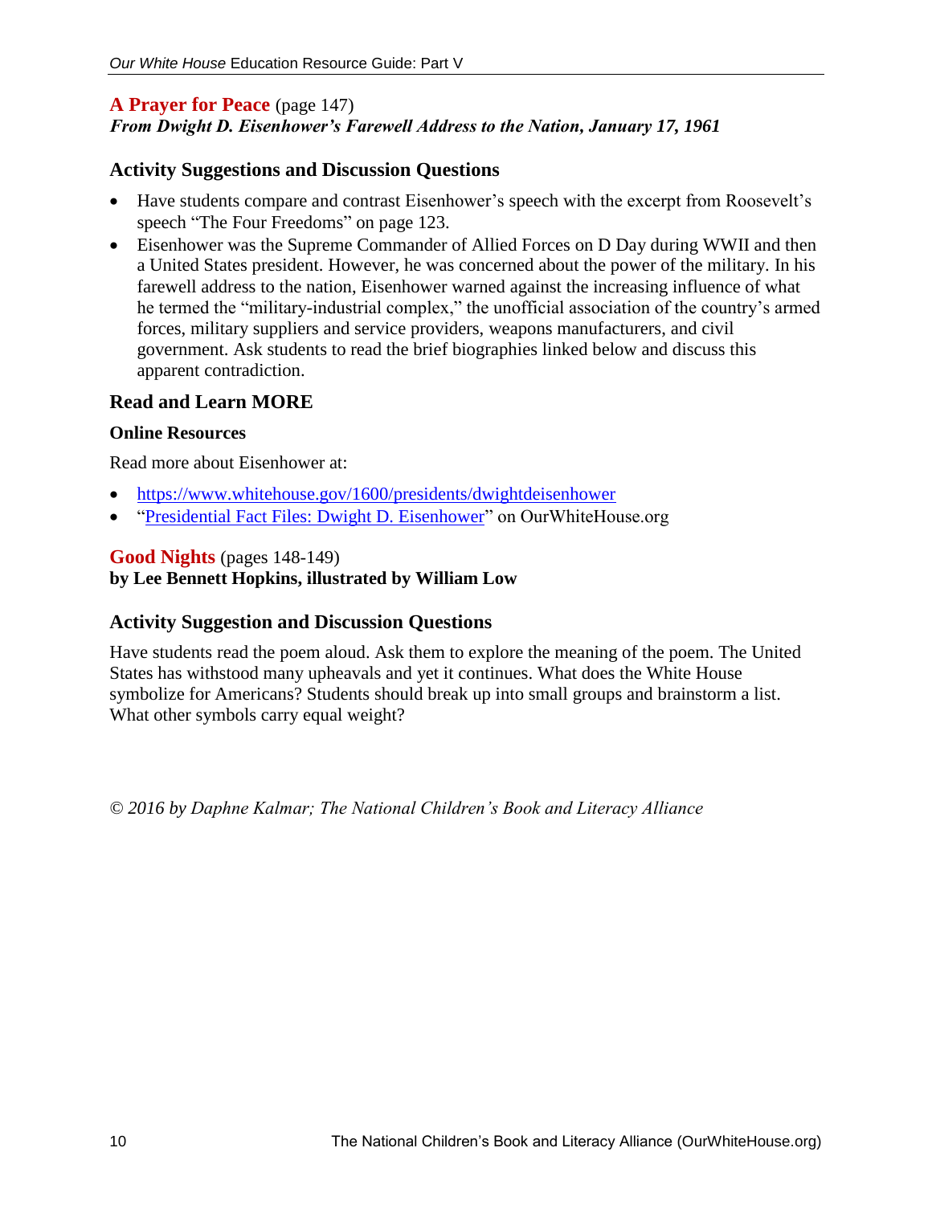## A Prayer for Peace (page 147)

***From Dwight D. Eisenhower's Farewell Address to the Nation, January 17, 1961***

### Activity Suggestions and Discussion Questions

- Have students compare and contrast Eisenhower's speech with the excerpt from Roosevelt's speech "The Four Freedoms" on page 123.
- Eisenhower was the Supreme Commander of Allied Forces on D Day during WWII and then a United States president. However, he was concerned about the power of the military. In his farewell address to the nation, Eisenhower warned against the increasing influence of what he termed the "military-industrial complex," the unofficial association of the country's armed forces, military suppliers and service providers, weapons manufacturers, and civil government. Ask students to read the brief biographies linked below and discuss this apparent contradiction.

### Read and Learn MORE

**Online Resources**

Read more about Eisenhower at:

- https://www.whitehouse.gov/1600/presidents/dwightdeisenhower
- "Presidential Fact Files: Dwight D. Eisenhower" on OurWhiteHouse.org

## Good Nights (pages 148-149)

**by Lee Bennett Hopkins, illustrated by William Low**

### Activity Suggestion and Discussion Questions

Have students read the poem aloud. Ask them to explore the meaning of the poem. The United States has withstood many upheavals and yet it continues. What does the White House symbolize for Americans? Students should break up into small groups and brainstorm a list. What other symbols carry equal weight?

*© 2016 by Daphne Kalmar; The National Children's Book and Literacy Alliance*